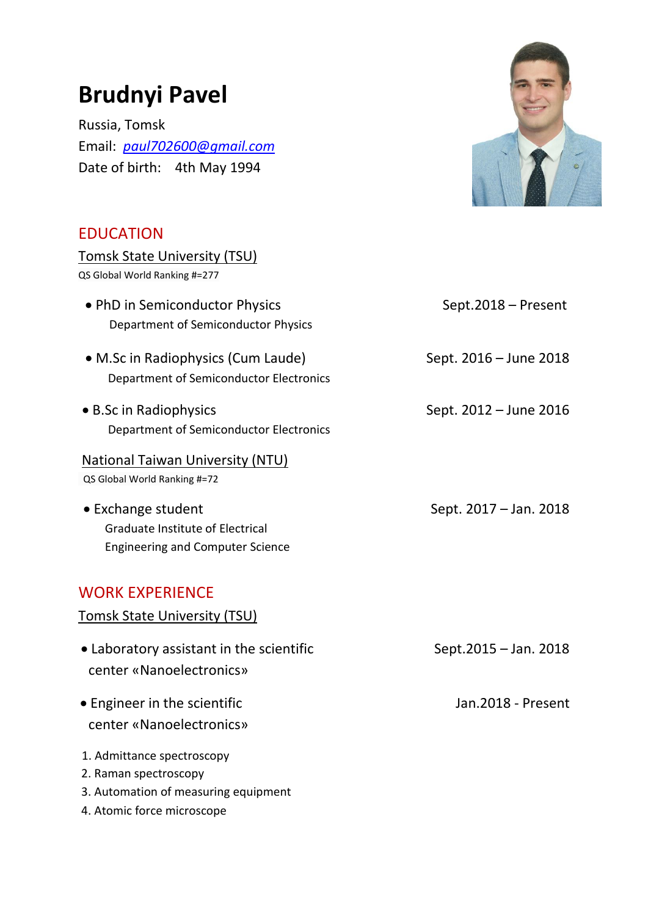# Brudnyi Pavel

Russia, Tomsk

Email: *paul702600@gmail.com*

Date of birth: 4th May 1994

## EDUCATION

Tomsk State University (TSU)

QS Global World Ranking #=277

- PHD in Semiconductor Physics — Sept.2018 – Present
  Department of Semiconductor Physics

- M.Sc in Radiophysics (Cum Laude) — Sept. 2016 – June 2018
  Department of Semiconductor Electronics

- B.Sc in Radiophysics — Sept. 2012 – June 2016
  Department of Semiconductor Electronics

National Taiwan University (NTU)

QS Global World Ranking #=72

- Exchange student — Sept. 2017 – Jan. 2018
  Graduate Institute of Electrical Engineering and Computer Science

## WORK EXPERIENCE

Tomsk State University (TSU)

- Laboratory assistant in the scientific center «Nanoelectronics» — Sept.2015 – Jan. 2018

- Engineer in the scientific center «Nanoelectronics» — Jan.2018 - Present

1. Admittance spectroscopy
2. Raman spectroscopy
3. Automation of measuring equipment
4. Atomic force microscope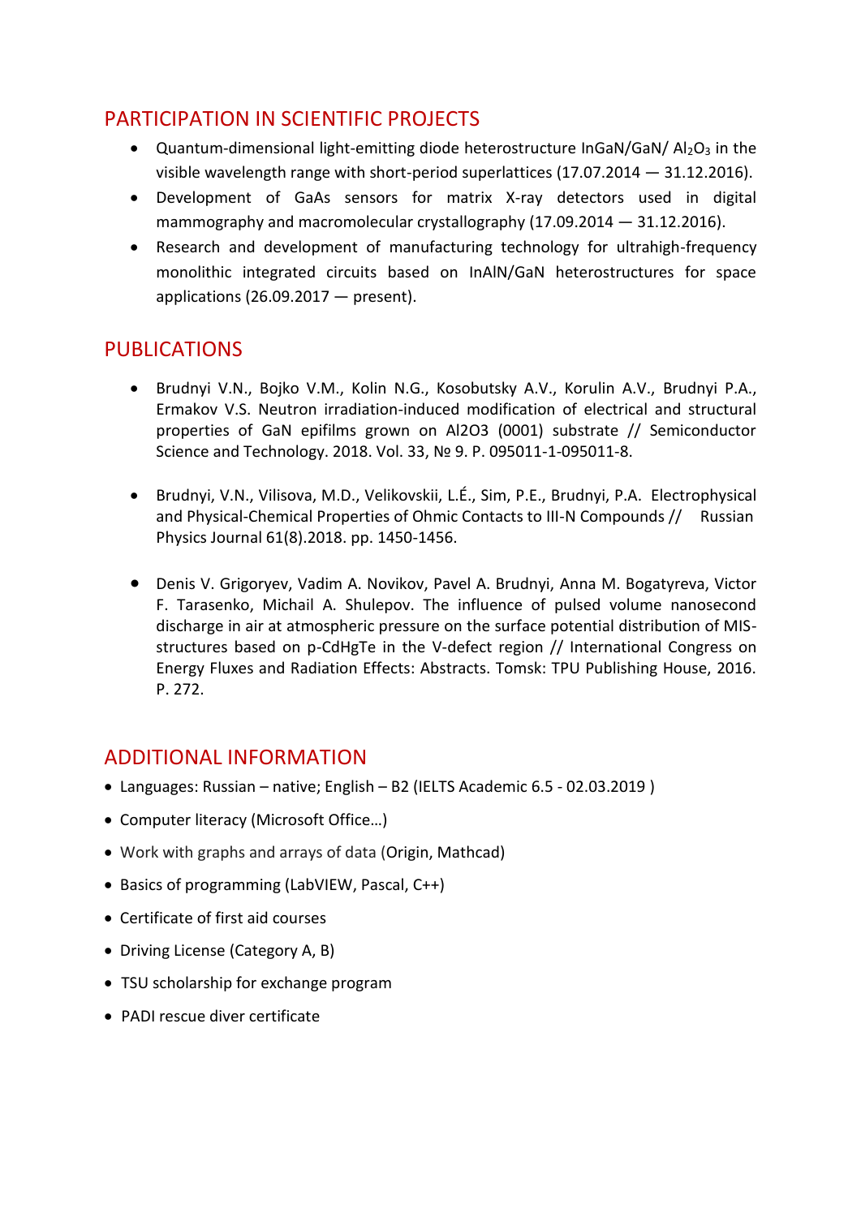## PARTICIPATION IN SCIENTIFIC PROJECTS

- Quantum-dimensional light-emitting diode heterostructure InGaN/GaN/ $Al_2O_3$ in the visible wavelength range with short-period superlattices (17.07.2014 — 31.12.2016).
- Development of GaAs sensors for matrix X-ray detectors used in digital mammography and macromolecular crystallography (17.09.2014 — 31.12.2016).
- Research and development of manufacturing technology for ultrahigh-frequency monolithic integrated circuits based on InAlN/GaN heterostructures for space applications (26.09.2017 — present).

## PUBLICATIONS

- Brudnyi V.N., Bojko V.M., Kolin N.G., Kosobutsky A.V., Korulin A.V., Brudnyi P.A., Ermakov V.S. Neutron irradiation-induced modification of electrical and structural properties of GaN epifilms grown on Al2O3 (0001) substrate // Semiconductor Science and Technology. 2018. Vol. 33, № 9. P. 095011-1-095011-8.

- Brudnyi, V.N., Vilisova, M.D., Velikovskii, L.É., Sim, P.E., Brudnyi, P.A. Electrophysical and Physical-Chemical Properties of Ohmic Contacts to III-N Compounds // Russian Physics Journal 61(8).2018. pp. 1450-1456.

- Denis V. Grigoryev, Vadim A. Novikov, Pavel A. Brudnyi, Anna M. Bogatyreva, Victor F. Tarasenko, Michail A. Shulepov. The influence of pulsed volume nanosecond discharge in air at atmospheric pressure on the surface potential distribution of MIS-structures based on p-CdHgTe in the V-defect region // International Congress on Energy Fluxes and Radiation Effects: Abstracts. Tomsk: TPU Publishing House, 2016. P. 272.

## ADDITIONAL INFORMATION

- Languages: Russian – native; English – B2 (IELTS Academic 6.5 - 02.03.2019 )
- Computer literacy (Microsoft Office…)
- Work with graphs and arrays of data (Origin, Mathcad)
- Basics of programming (LabVIEW, Pascal, C++)
- Certificate of first aid courses
- Driving License (Category A, B)
- TSU scholarship for exchange program
- PADI rescue diver certificate